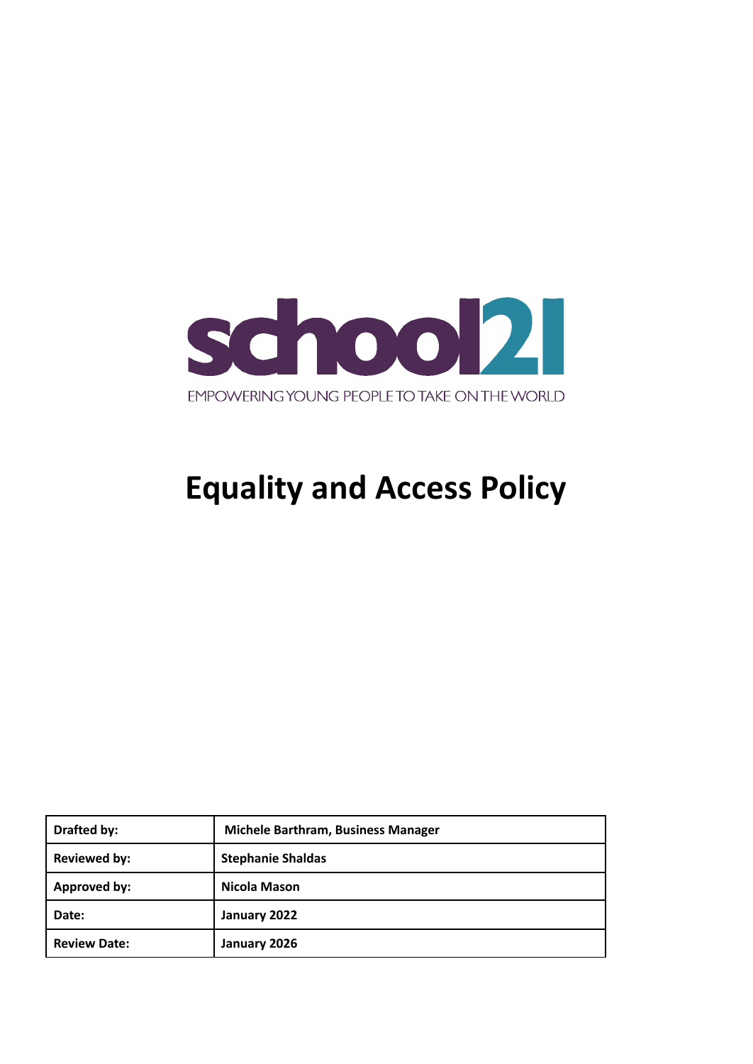school21

EMPOWERING YOUNG PEOPLE TO TAKE ON THE WORLD

# Equality and Access Policy

| **Drafted by:** | **Michele Barthram, Business Manager** |
|---|---|
| **Reviewed by:** | **Stephanie Shaldas** |
| **Approved by:** | **Nicola Mason** |
| **Date:** | **January 2022** |
| **Review Date:** | **January 2026** |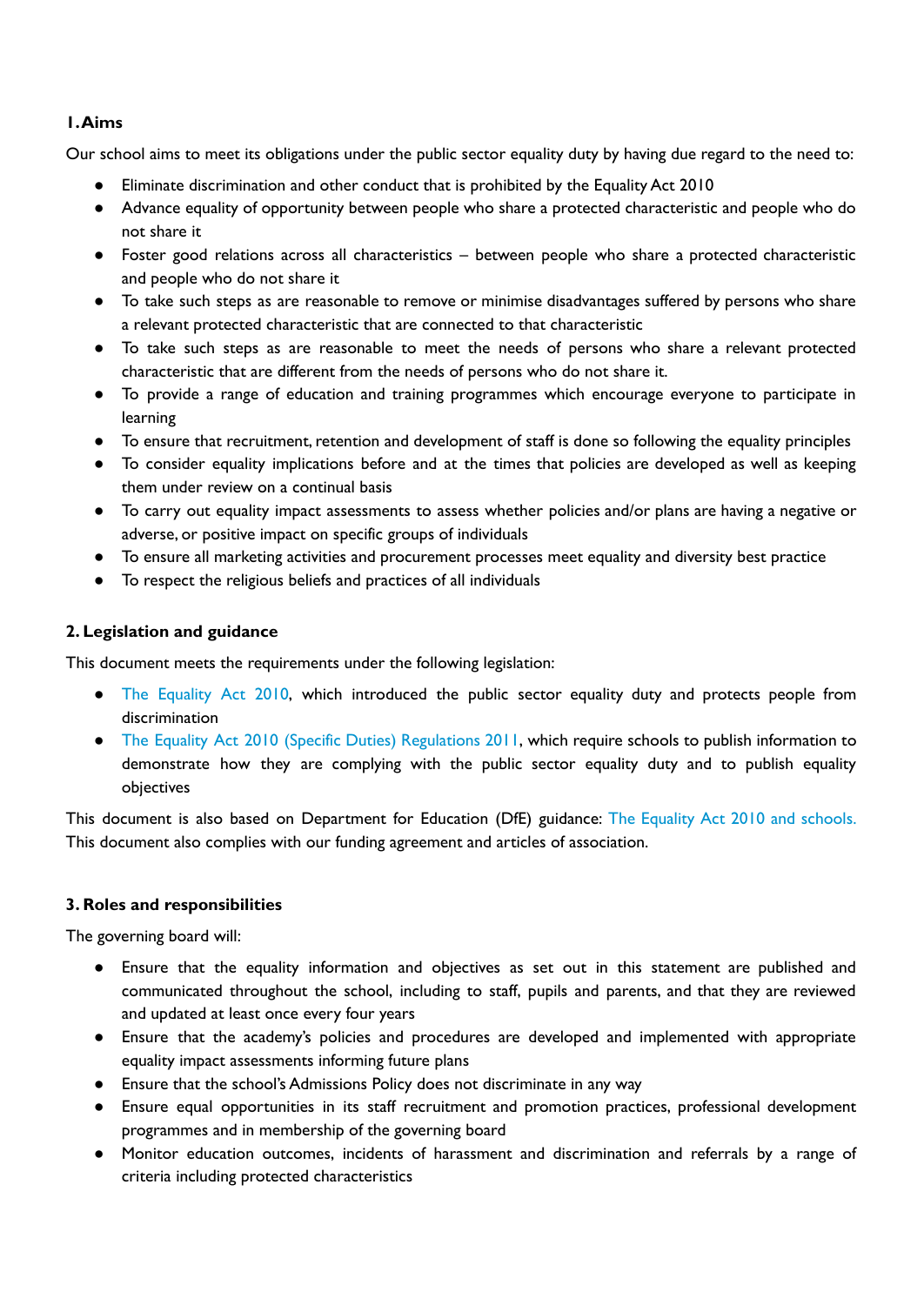## 1. Aims

Our school aims to meet its obligations under the public sector equality duty by having due regard to the need to:

- Eliminate discrimination and other conduct that is prohibited by the Equality Act 2010
- Advance equality of opportunity between people who share a protected characteristic and people who do not share it
- Foster good relations across all characteristics – between people who share a protected characteristic and people who do not share it
- To take such steps as are reasonable to remove or minimise disadvantages suffered by persons who share a relevant protected characteristic that are connected to that characteristic
- To take such steps as are reasonable to meet the needs of persons who share a relevant protected characteristic that are different from the needs of persons who do not share it.
- To provide a range of education and training programmes which encourage everyone to participate in learning
- To ensure that recruitment, retention and development of staff is done so following the equality principles
- To consider equality implications before and at the times that policies are developed as well as keeping them under review on a continual basis
- To carry out equality impact assessments to assess whether policies and/or plans are having a negative or adverse, or positive impact on specific groups of individuals
- To ensure all marketing activities and procurement processes meet equality and diversity best practice
- To respect the religious beliefs and practices of all individuals

## 2. Legislation and guidance

This document meets the requirements under the following legislation:

- The Equality Act 2010, which introduced the public sector equality duty and protects people from discrimination
- The Equality Act 2010 (Specific Duties) Regulations 2011, which require schools to publish information to demonstrate how they are complying with the public sector equality duty and to publish equality objectives

This document is also based on Department for Education (DfE) guidance: The Equality Act 2010 and schools. This document also complies with our funding agreement and articles of association.

## 3. Roles and responsibilities

The governing board will:

- Ensure that the equality information and objectives as set out in this statement are published and communicated throughout the school, including to staff, pupils and parents, and that they are reviewed and updated at least once every four years
- Ensure that the academy's policies and procedures are developed and implemented with appropriate equality impact assessments informing future plans
- Ensure that the school's Admissions Policy does not discriminate in any way
- Ensure equal opportunities in its staff recruitment and promotion practices, professional development programmes and in membership of the governing board
- Monitor education outcomes, incidents of harassment and discrimination and referrals by a range of criteria including protected characteristics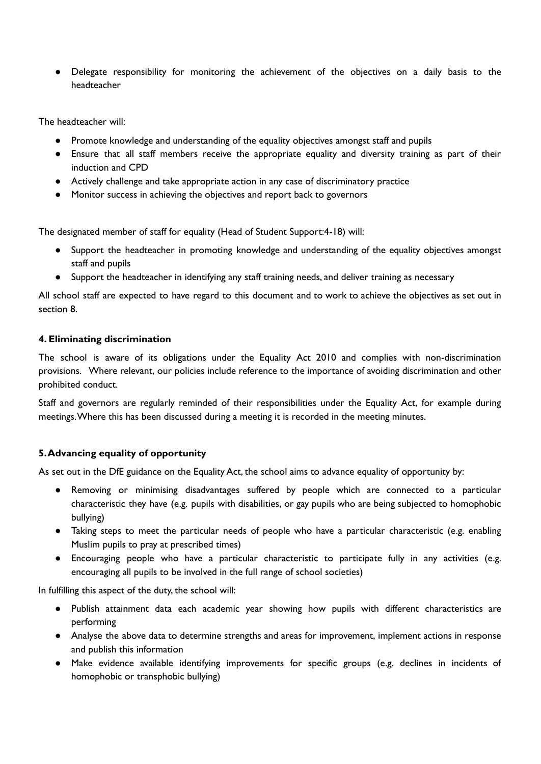- Delegate responsibility for monitoring the achievement of the objectives on a daily basis to the headteacher

The headteacher will:

- Promote knowledge and understanding of the equality objectives amongst staff and pupils
- Ensure that all staff members receive the appropriate equality and diversity training as part of their induction and CPD
- Actively challenge and take appropriate action in any case of discriminatory practice
- Monitor success in achieving the objectives and report back to governors

The designated member of staff for equality (Head of Student Support:4-18) will:

- Support the headteacher in promoting knowledge and understanding of the equality objectives amongst staff and pupils
- Support the headteacher in identifying any staff training needs, and deliver training as necessary

All school staff are expected to have regard to this document and to work to achieve the objectives as set out in section 8.

## 4. Eliminating discrimination

The school is aware of its obligations under the Equality Act 2010 and complies with non-discrimination provisions. Where relevant, our policies include reference to the importance of avoiding discrimination and other prohibited conduct.

Staff and governors are regularly reminded of their responsibilities under the Equality Act, for example during meetings. Where this has been discussed during a meeting it is recorded in the meeting minutes.

## 5. Advancing equality of opportunity

As set out in the DfE guidance on the Equality Act, the school aims to advance equality of opportunity by:

- Removing or minimising disadvantages suffered by people which are connected to a particular characteristic they have (e.g. pupils with disabilities, or gay pupils who are being subjected to homophobic bullying)
- Taking steps to meet the particular needs of people who have a particular characteristic (e.g. enabling Muslim pupils to pray at prescribed times)
- Encouraging people who have a particular characteristic to participate fully in any activities (e.g. encouraging all pupils to be involved in the full range of school societies)

In fulfilling this aspect of the duty, the school will:

- Publish attainment data each academic year showing how pupils with different characteristics are performing
- Analyse the above data to determine strengths and areas for improvement, implement actions in response and publish this information
- Make evidence available identifying improvements for specific groups (e.g. declines in incidents of homophobic or transphobic bullying)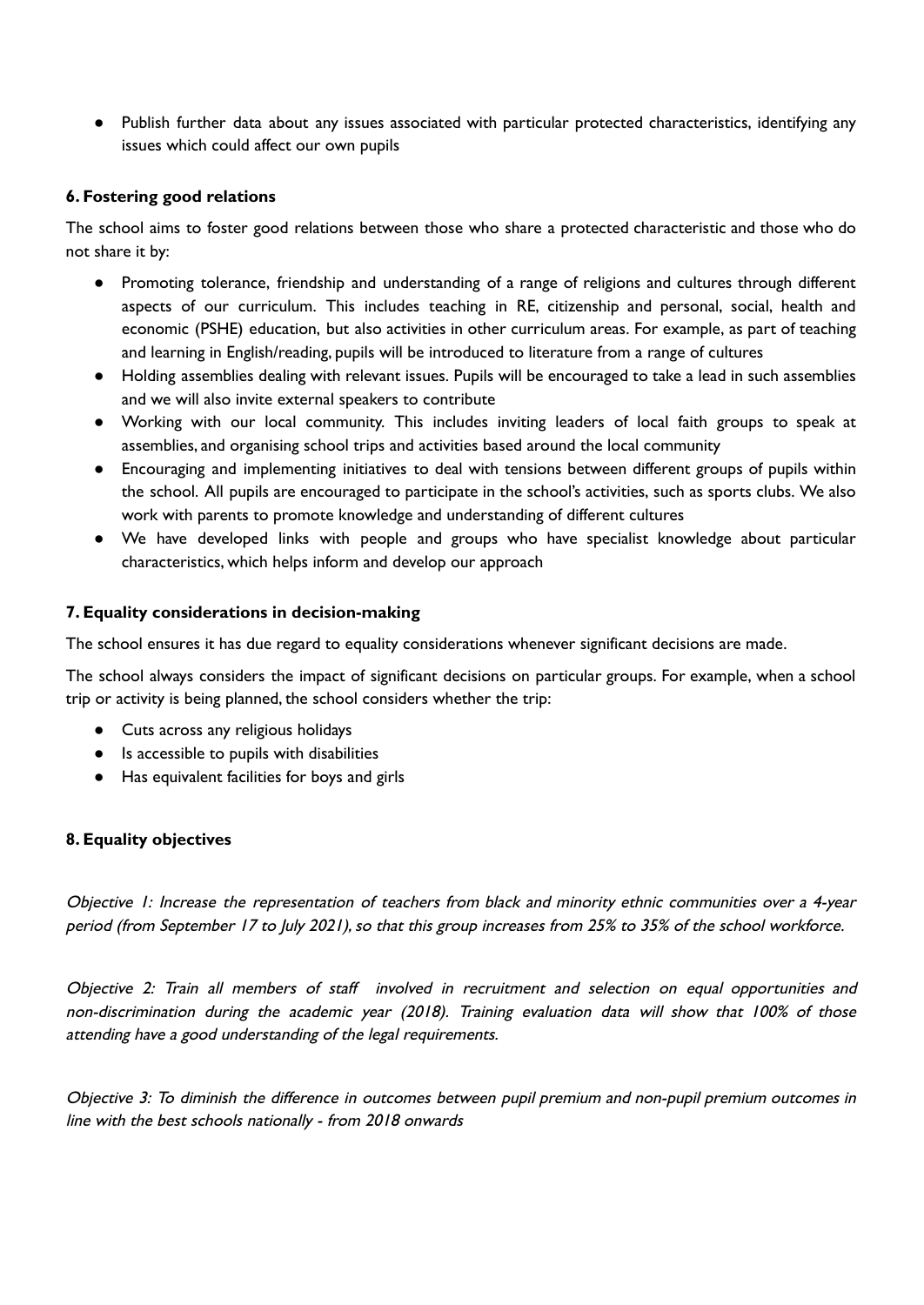- Publish further data about any issues associated with particular protected characteristics, identifying any issues which could affect our own pupils

### 6. Fostering good relations

The school aims to foster good relations between those who share a protected characteristic and those who do not share it by:

- Promoting tolerance, friendship and understanding of a range of religions and cultures through different aspects of our curriculum. This includes teaching in RE, citizenship and personal, social, health and economic (PSHE) education, but also activities in other curriculum areas. For example, as part of teaching and learning in English/reading, pupils will be introduced to literature from a range of cultures
- Holding assemblies dealing with relevant issues. Pupils will be encouraged to take a lead in such assemblies and we will also invite external speakers to contribute
- Working with our local community. This includes inviting leaders of local faith groups to speak at assemblies, and organising school trips and activities based around the local community
- Encouraging and implementing initiatives to deal with tensions between different groups of pupils within the school. All pupils are encouraged to participate in the school's activities, such as sports clubs. We also work with parents to promote knowledge and understanding of different cultures
- We have developed links with people and groups who have specialist knowledge about particular characteristics, which helps inform and develop our approach

### 7. Equality considerations in decision-making

The school ensures it has due regard to equality considerations whenever significant decisions are made.

The school always considers the impact of significant decisions on particular groups. For example, when a school trip or activity is being planned, the school considers whether the trip:

- Cuts across any religious holidays
- Is accessible to pupils with disabilities
- Has equivalent facilities for boys and girls

### 8. Equality objectives

*Objective 1: Increase the representation of teachers from black and minority ethnic communities over a 4-year period (from September 17 to July 2021), so that this group increases from 25% to 35% of the school workforce.*

*Objective 2: Train all members of staff involved in recruitment and selection on equal opportunities and non-discrimination during the academic year (2018). Training evaluation data will show that 100% of those attending have a good understanding of the legal requirements.*

*Objective 3: To diminish the difference in outcomes between pupil premium and non-pupil premium outcomes in line with the best schools nationally - from 2018 onwards*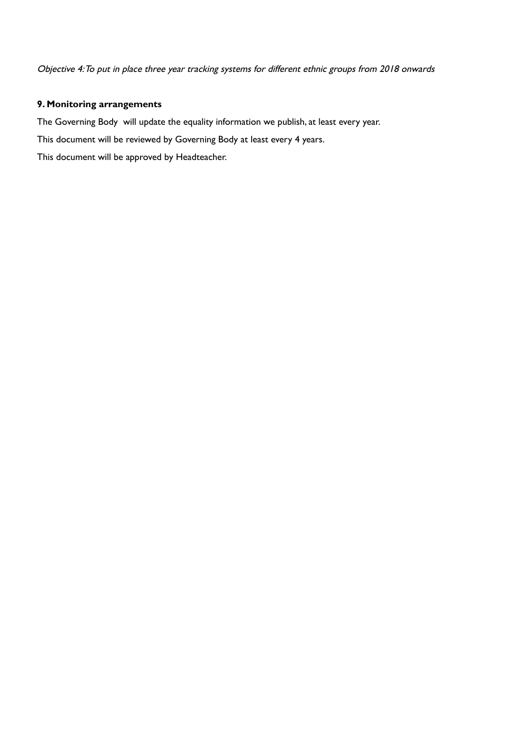*Objective 4: To put in place three year tracking systems for different ethnic groups from 2018 onwards*

## 9. Monitoring arrangements

The Governing Body will update the equality information we publish, at least every year.

This document will be reviewed by Governing Body at least every 4 years.

This document will be approved by Headteacher.